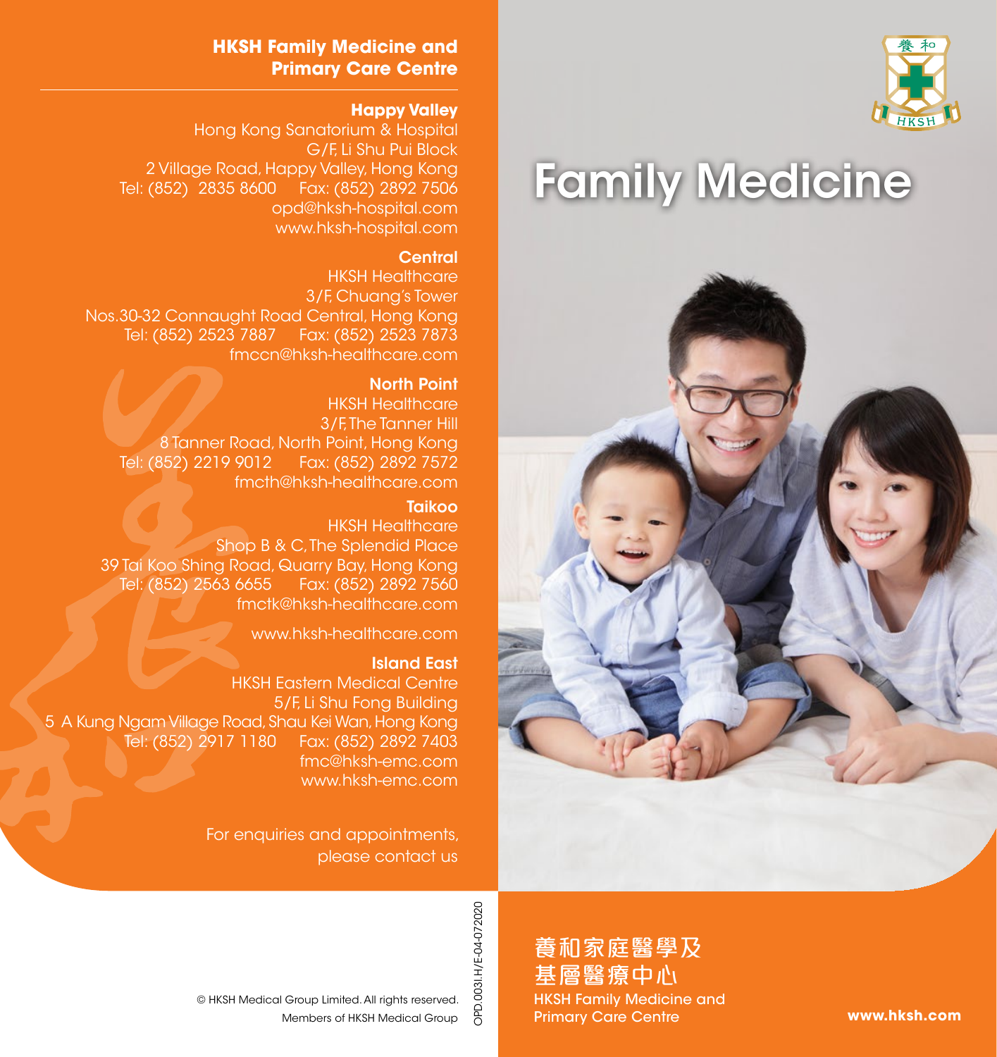## HKSH Family Medicine and Primary Care Centre

### Happy Valley

Hong Kong Sanatorium & Hospital
G/F, Li Shu Pui Block
2 Village Road, Happy Valley, Hong Kong
Tel: (852) 2835 8600 Fax: (852) 2892 7506
opd@hksh-hospital.com
www.hksh-hospital.com

### Central

HKSH Healthcare
3/F, Chuang's Tower
Nos.30-32 Connaught Road Central, Hong Kong
Tel: (852) 2523 7887 Fax: (852) 2523 7873
fmccn@hksh-healthcare.com

### North Point

HKSH Healthcare
3/F, The Tanner Hill
8 Tanner Road, North Point, Hong Kong
Tel: (852) 2219 9012 Fax: (852) 2892 7572
fmcth@hksh-healthcare.com

### Taikoo

HKSH Healthcare
Shop B & C, The Splendid Place
39 Tai Koo Shing Road, Quarry Bay, Hong Kong
Tel: (852) 2563 6655 Fax: (852) 2892 7560
fmctk@hksh-healthcare.com

www.hksh-healthcare.com

### Island East

HKSH Eastern Medical Centre
5/F, Li Shu Fong Building
5 A Kung Ngam Village Road, Shau Kei Wan, Hong Kong
Tel: (852) 2917 1180 Fax: (852) 2892 7403
fmc@hksh-emc.com
www.hksh-emc.com

For enquiries and appointments, please contact us

© HKSH Medical Group Limited. All rights reserved.
Members of HKSH Medical Group

OPD.003I.H/E-04-072020

# Family Medicine

養和家庭醫學及基層醫療中心
HKSH Family Medicine and Primary Care Centre

www.hksh.com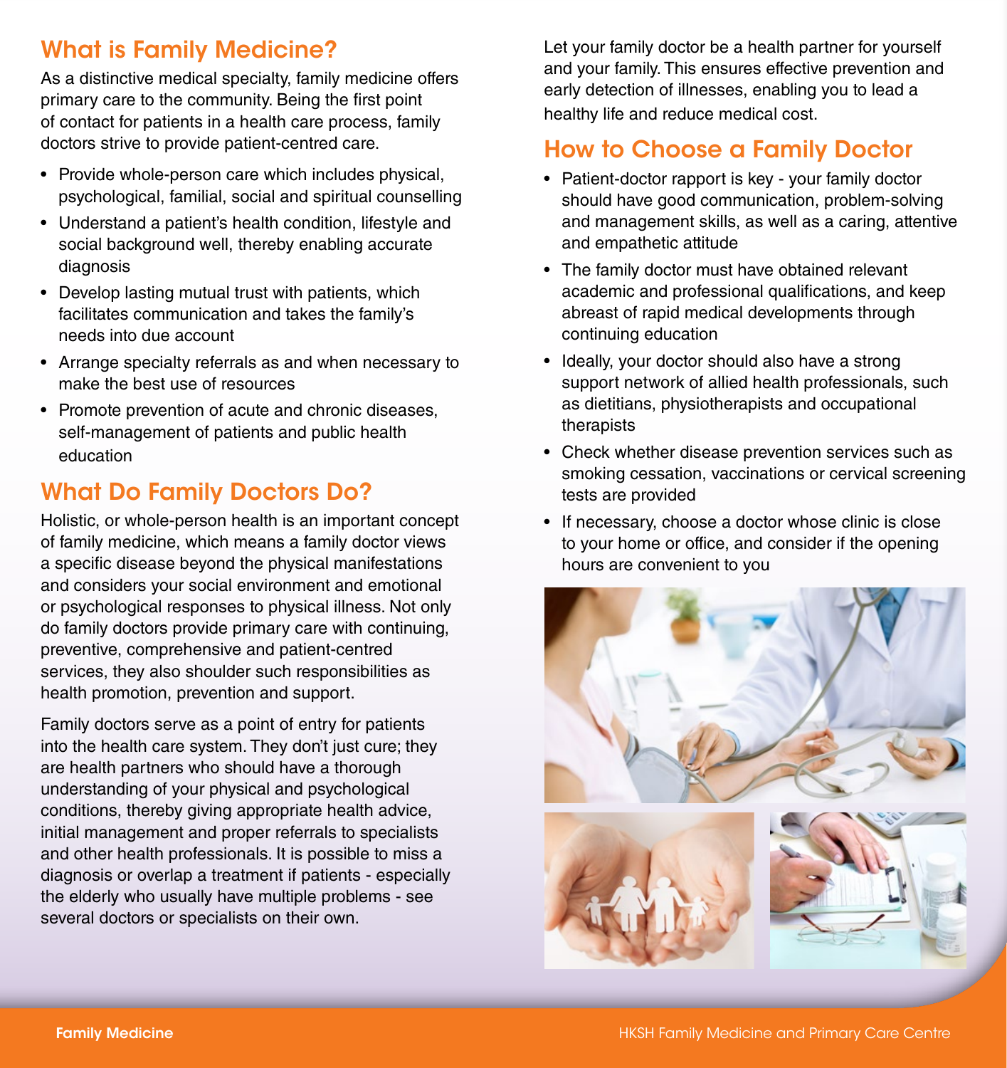## What is Family Medicine?

As a distinctive medical specialty, family medicine offers primary care to the community. Being the first point of contact for patients in a health care process, family doctors strive to provide patient-centred care.

- Provide whole-person care which includes physical, psychological, familial, social and spiritual counselling
- Understand a patient's health condition, lifestyle and social background well, thereby enabling accurate diagnosis
- Develop lasting mutual trust with patients, which facilitates communication and takes the family's needs into due account
- Arrange specialty referrals as and when necessary to make the best use of resources
- Promote prevention of acute and chronic diseases, self-management of patients and public health education

## What Do Family Doctors Do?

Holistic, or whole-person health is an important concept of family medicine, which means a family doctor views a specific disease beyond the physical manifestations and considers your social environment and emotional or psychological responses to physical illness. Not only do family doctors provide primary care with continuing, preventive, comprehensive and patient-centred services, they also shoulder such responsibilities as health promotion, prevention and support.

Family doctors serve as a point of entry for patients into the health care system. They don't just cure; they are health partners who should have a thorough understanding of your physical and psychological conditions, thereby giving appropriate health advice, initial management and proper referrals to specialists and other health professionals. It is possible to miss a diagnosis or overlap a treatment if patients - especially the elderly who usually have multiple problems - see several doctors or specialists on their own.

Let your family doctor be a health partner for yourself and your family. This ensures effective prevention and early detection of illnesses, enabling you to lead a healthy life and reduce medical cost.

## How to Choose a Family Doctor

- Patient-doctor rapport is key - your family doctor should have good communication, problem-solving and management skills, as well as a caring, attentive and empathetic attitude
- The family doctor must have obtained relevant academic and professional qualifications, and keep abreast of rapid medical developments through continuing education
- Ideally, your doctor should also have a strong support network of allied health professionals, such as dietitians, physiotherapists and occupational therapists
- Check whether disease prevention services such as smoking cessation, vaccinations or cervical screening tests are provided
- If necessary, choose a doctor whose clinic is close to your home or office, and consider if the opening hours are convenient to you